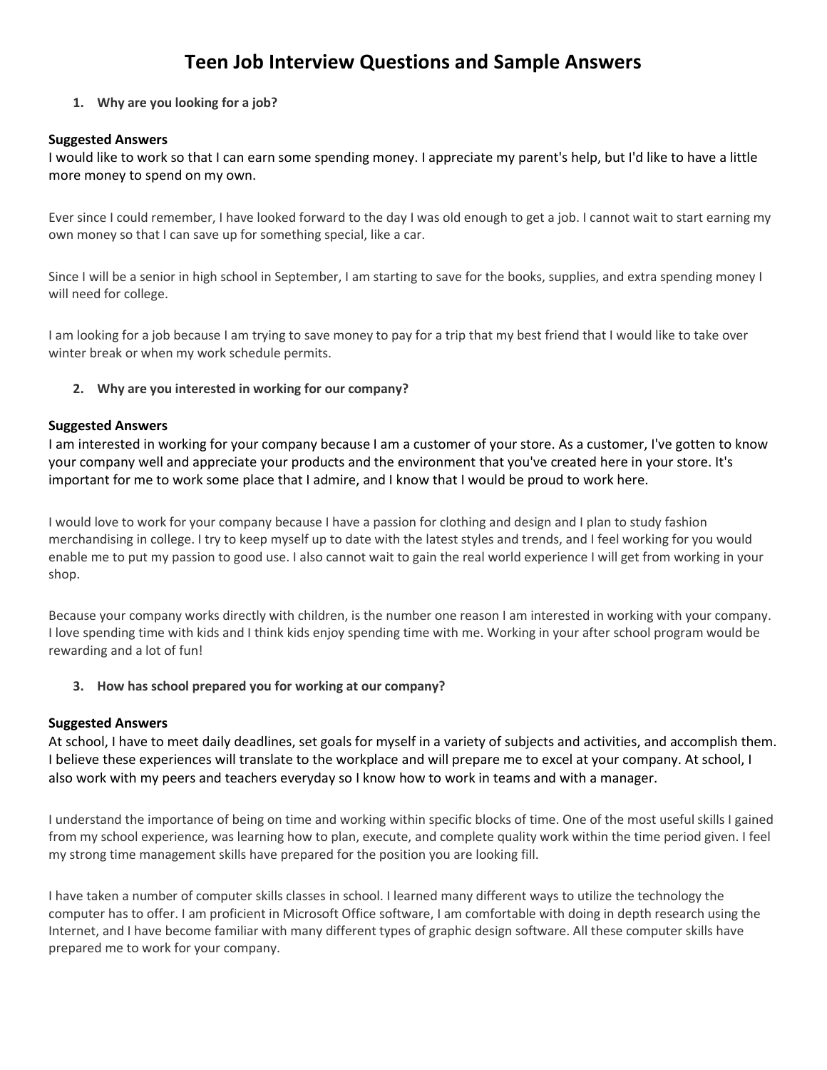# Teen Job Interview Questions and Sample Answers

1. **Why are you looking for a job?**

**Suggested Answers**

I would like to work so that I can earn some spending money. I appreciate my parent's help, but I'd like to have a little more money to spend on my own.

Ever since I could remember, I have looked forward to the day I was old enough to get a job. I cannot wait to start earning my own money so that I can save up for something special, like a car.

Since I will be a senior in high school in September, I am starting to save for the books, supplies, and extra spending money I will need for college.

I am looking for a job because I am trying to save money to pay for a trip that my best friend that I would like to take over winter break or when my work schedule permits.

2. **Why are you interested in working for our company?**

**Suggested Answers**

I am interested in working for your company because I am a customer of your store. As a customer, I've gotten to know your company well and appreciate your products and the environment that you've created here in your store. It's important for me to work some place that I admire, and I know that I would be proud to work here.

I would love to work for your company because I have a passion for clothing and design and I plan to study fashion merchandising in college. I try to keep myself up to date with the latest styles and trends, and I feel working for you would enable me to put my passion to good use. I also cannot wait to gain the real world experience I will get from working in your shop.

Because your company works directly with children, is the number one reason I am interested in working with your company. I love spending time with kids and I think kids enjoy spending time with me. Working in your after school program would be rewarding and a lot of fun!

3. **How has school prepared you for working at our company?**

**Suggested Answers**

At school, I have to meet daily deadlines, set goals for myself in a variety of subjects and activities, and accomplish them. I believe these experiences will translate to the workplace and will prepare me to excel at your company. At school, I also work with my peers and teachers everyday so I know how to work in teams and with a manager.

I understand the importance of being on time and working within specific blocks of time. One of the most useful skills I gained from my school experience, was learning how to plan, execute, and complete quality work within the time period given. I feel my strong time management skills have prepared for the position you are looking fill.

I have taken a number of computer skills classes in school. I learned many different ways to utilize the technology the computer has to offer. I am proficient in Microsoft Office software, I am comfortable with doing in depth research using the Internet, and I have become familiar with many different types of graphic design software. All these computer skills have prepared me to work for your company.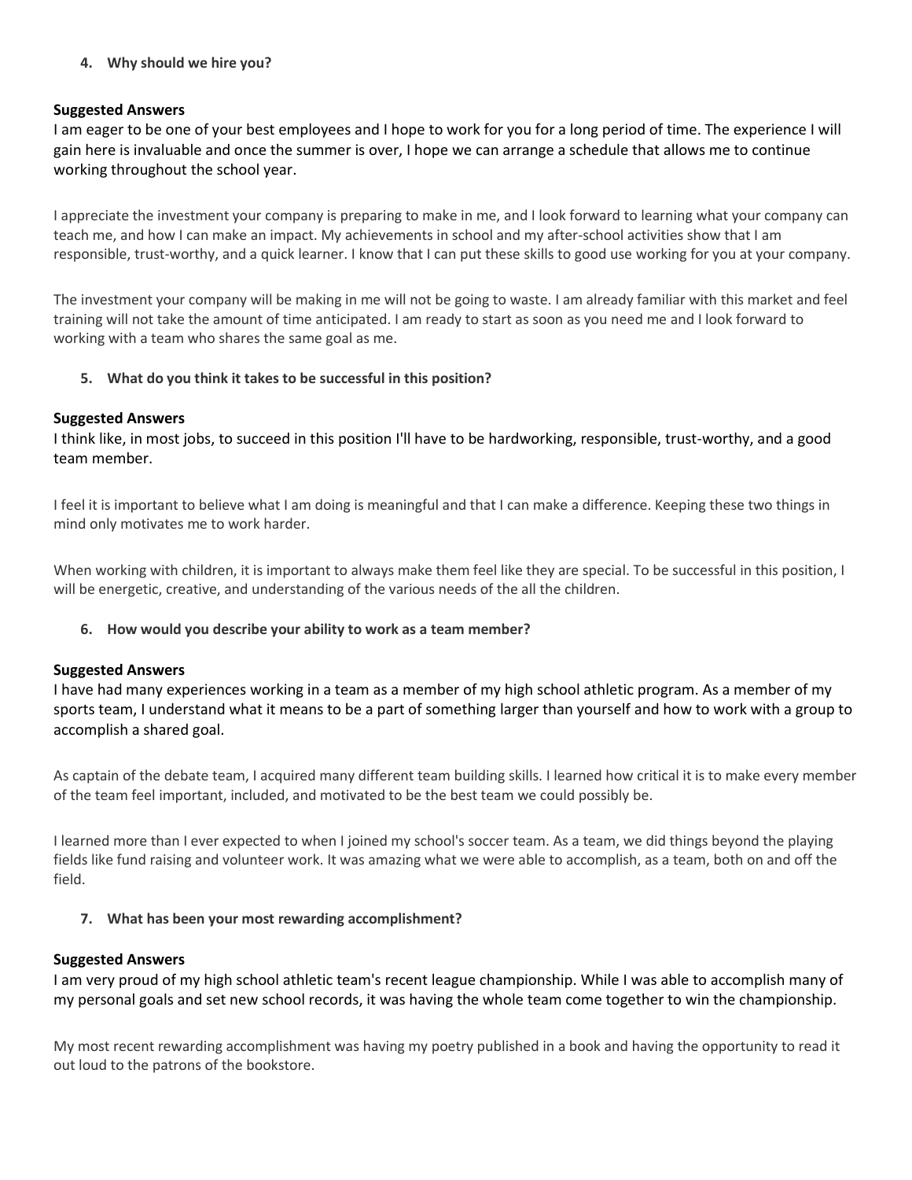4. **Why should we hire you?**

**Suggested Answers**

I am eager to be one of your best employees and I hope to work for you for a long period of time. The experience I will gain here is invaluable and once the summer is over, I hope we can arrange a schedule that allows me to continue working throughout the school year.

I appreciate the investment your company is preparing to make in me, and I look forward to learning what your company can teach me, and how I can make an impact. My achievements in school and my after-school activities show that I am responsible, trust-worthy, and a quick learner. I know that I can put these skills to good use working for you at your company.

The investment your company will be making in me will not be going to waste. I am already familiar with this market and feel training will not take the amount of time anticipated. I am ready to start as soon as you need me and I look forward to working with a team who shares the same goal as me.

5. **What do you think it takes to be successful in this position?**

**Suggested Answers**

I think like, in most jobs, to succeed in this position I'll have to be hardworking, responsible, trust-worthy, and a good team member.

I feel it is important to believe what I am doing is meaningful and that I can make a difference. Keeping these two things in mind only motivates me to work harder.

When working with children, it is important to always make them feel like they are special. To be successful in this position, I will be energetic, creative, and understanding of the various needs of the all the children.

6. **How would you describe your ability to work as a team member?**

**Suggested Answers**

I have had many experiences working in a team as a member of my high school athletic program. As a member of my sports team, I understand what it means to be a part of something larger than yourself and how to work with a group to accomplish a shared goal.

As captain of the debate team, I acquired many different team building skills. I learned how critical it is to make every member of the team feel important, included, and motivated to be the best team we could possibly be.

I learned more than I ever expected to when I joined my school's soccer team. As a team, we did things beyond the playing fields like fund raising and volunteer work. It was amazing what we were able to accomplish, as a team, both on and off the field.

7. **What has been your most rewarding accomplishment?**

**Suggested Answers**

I am very proud of my high school athletic team's recent league championship. While I was able to accomplish many of my personal goals and set new school records, it was having the whole team come together to win the championship.

My most recent rewarding accomplishment was having my poetry published in a book and having the opportunity to read it out loud to the patrons of the bookstore.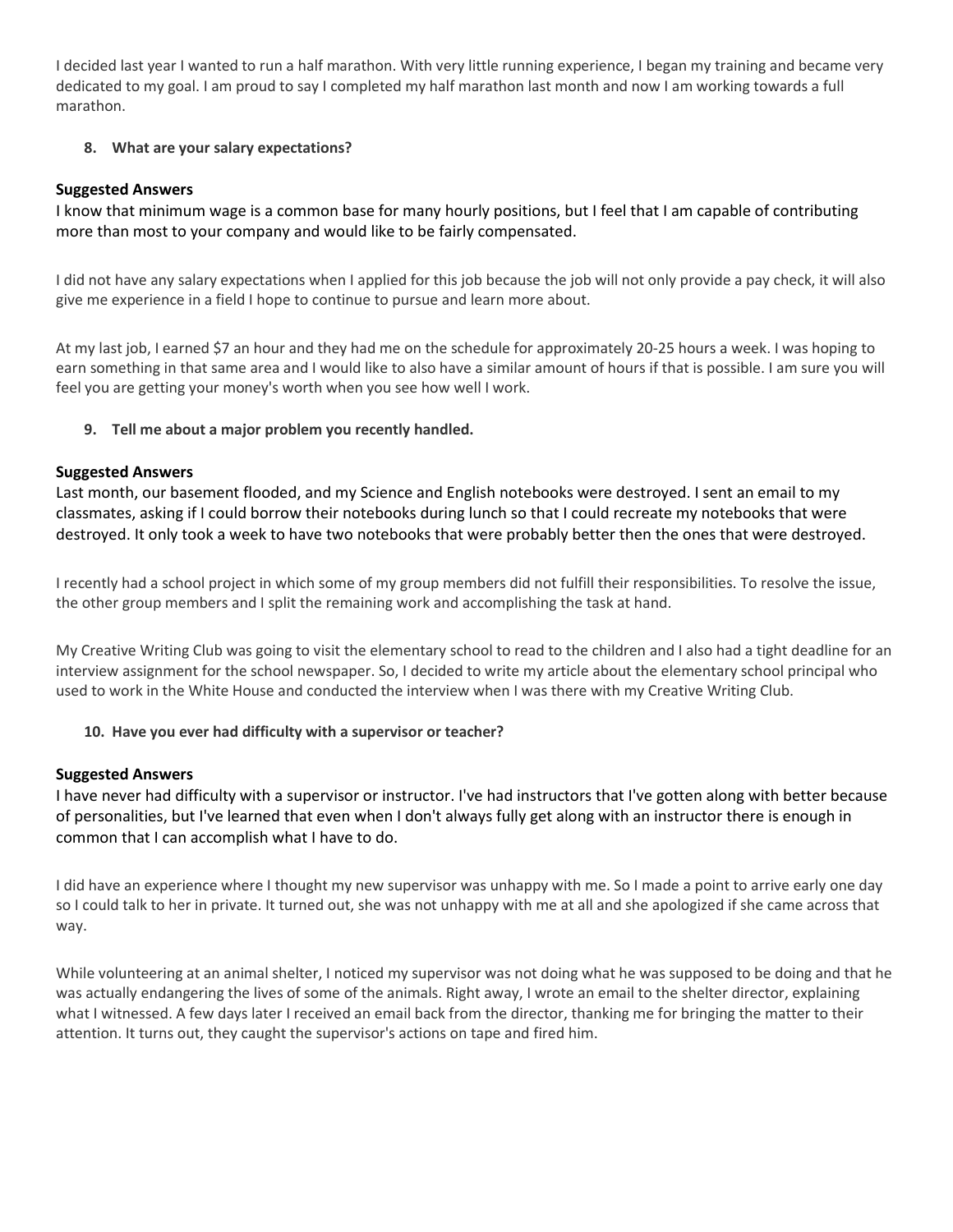I decided last year I wanted to run a half marathon. With very little running experience, I began my training and became very dedicated to my goal. I am proud to say I completed my half marathon last month and now I am working towards a full marathon.

8. **What are your salary expectations?**

**Suggested Answers**

I know that minimum wage is a common base for many hourly positions, but I feel that I am capable of contributing more than most to your company and would like to be fairly compensated.

I did not have any salary expectations when I applied for this job because the job will not only provide a pay check, it will also give me experience in a field I hope to continue to pursue and learn more about.

At my last job, I earned $7 an hour and they had me on the schedule for approximately 20-25 hours a week. I was hoping to earn something in that same area and I would like to also have a similar amount of hours if that is possible. I am sure you will feel you are getting your money's worth when you see how well I work.

9. **Tell me about a major problem you recently handled.**

**Suggested Answers**

Last month, our basement flooded, and my Science and English notebooks were destroyed. I sent an email to my classmates, asking if I could borrow their notebooks during lunch so that I could recreate my notebooks that were destroyed. It only took a week to have two notebooks that were probably better then the ones that were destroyed.

I recently had a school project in which some of my group members did not fulfill their responsibilities. To resolve the issue, the other group members and I split the remaining work and accomplishing the task at hand.

My Creative Writing Club was going to visit the elementary school to read to the children and I also had a tight deadline for an interview assignment for the school newspaper. So, I decided to write my article about the elementary school principal who used to work in the White House and conducted the interview when I was there with my Creative Writing Club.

10. **Have you ever had difficulty with a supervisor or teacher?**

**Suggested Answers**

I have never had difficulty with a supervisor or instructor. I've had instructors that I've gotten along with better because of personalities, but I've learned that even when I don't always fully get along with an instructor there is enough in common that I can accomplish what I have to do.

I did have an experience where I thought my new supervisor was unhappy with me. So I made a point to arrive early one day so I could talk to her in private. It turned out, she was not unhappy with me at all and she apologized if she came across that way.

While volunteering at an animal shelter, I noticed my supervisor was not doing what he was supposed to be doing and that he was actually endangering the lives of some of the animals. Right away, I wrote an email to the shelter director, explaining what I witnessed. A few days later I received an email back from the director, thanking me for bringing the matter to their attention. It turns out, they caught the supervisor's actions on tape and fired him.